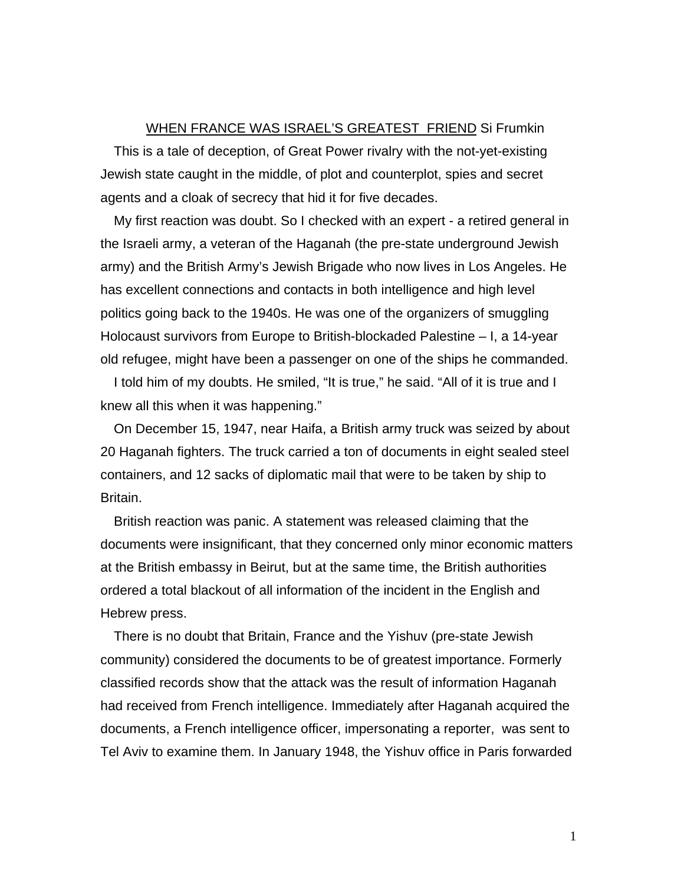<u>WHEN FRANCE WAS ISRAEL'S GREATEST FRIEND</u> Si Frumkin

This is a tale of deception, of Great Power rivalry with the not-yet-existing Jewish state caught in the middle, of plot and counterplot, spies and secret agents and a cloak of secrecy that hid it for five decades.

My first reaction was doubt. So I checked with an expert - a retired general in the Israeli army, a veteran of the Haganah (the pre-state underground Jewish army) and the British Army's Jewish Brigade who now lives in Los Angeles. He has excellent connections and contacts in both intelligence and high level politics going back to the 1940s. He was one of the organizers of smuggling Holocaust survivors from Europe to British-blockaded Palestine – I, a 14-year old refugee, might have been a passenger on one of the ships he commanded.

I told him of my doubts. He smiled, "It is true," he said. "All of it is true and I knew all this when it was happening."

On December 15, 1947, near Haifa, a British army truck was seized by about 20 Haganah fighters. The truck carried a ton of documents in eight sealed steel containers, and 12 sacks of diplomatic mail that were to be taken by ship to Britain.

British reaction was panic. A statement was released claiming that the documents were insignificant, that they concerned only minor economic matters at the British embassy in Beirut, but at the same time, the British authorities ordered a total blackout of all information of the incident in the English and Hebrew press.

There is no doubt that Britain, France and the Yishuv (pre-state Jewish community) considered the documents to be of greatest importance. Formerly classified records show that the attack was the result of information Haganah had received from French intelligence. Immediately after Haganah acquired the documents, a French intelligence officer, impersonating a reporter, was sent to Tel Aviv to examine them. In January 1948, the Yishuv office in Paris forwarded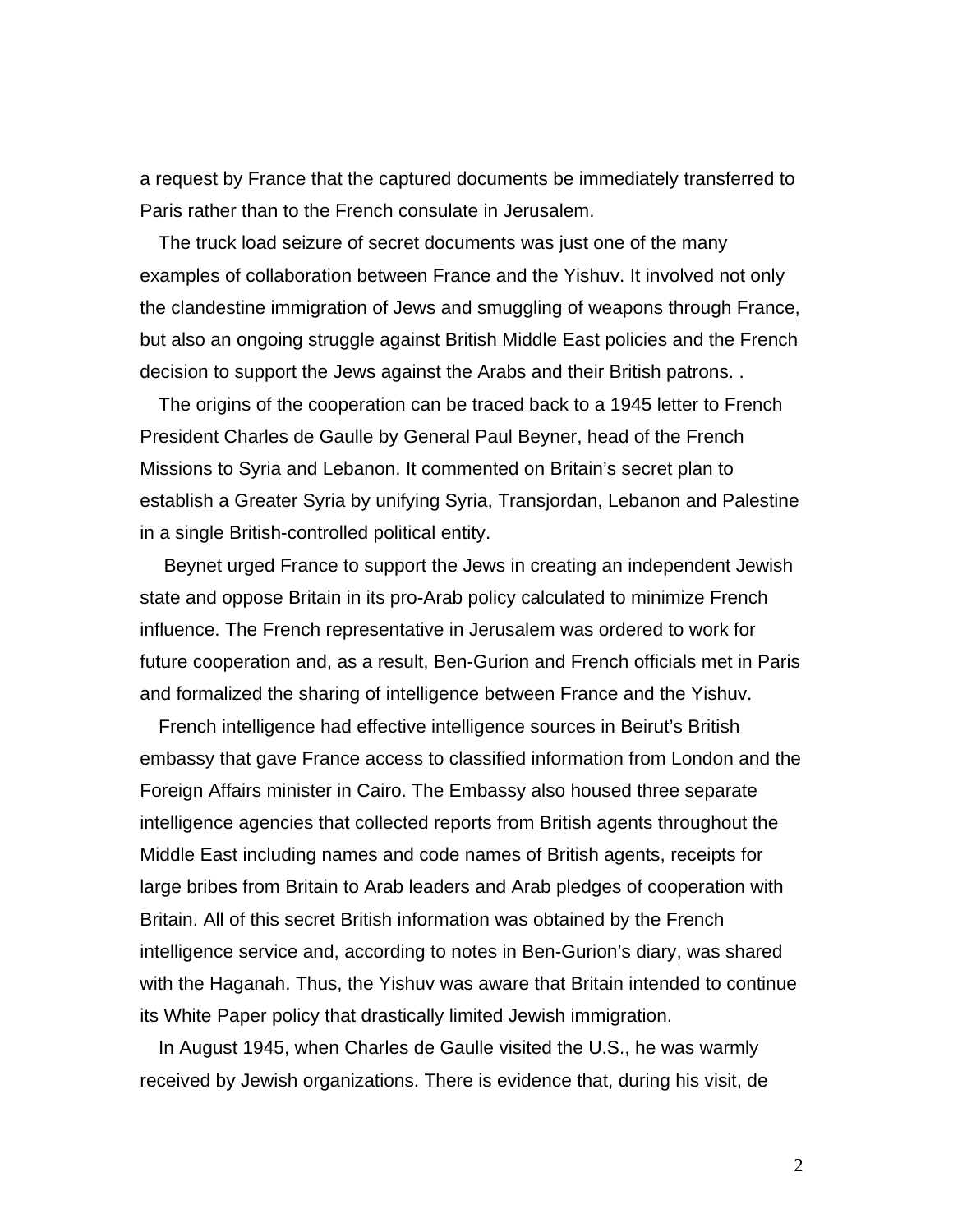a request by France that the captured documents be immediately transferred to Paris rather than to the French consulate in Jerusalem.

The truck load seizure of secret documents was just one of the many examples of collaboration between France and the Yishuv. It involved not only the clandestine immigration of Jews and smuggling of weapons through France, but also an ongoing struggle against British Middle East policies and the French decision to support the Jews against the Arabs and their British patrons. .

The origins of the cooperation can be traced back to a 1945 letter to French President Charles de Gaulle by General Paul Beyner, head of the French Missions to Syria and Lebanon. It commented on Britain's secret plan to establish a Greater Syria by unifying Syria, Transjordan, Lebanon and Palestine in a single British-controlled political entity.

Beynet urged France to support the Jews in creating an independent Jewish state and oppose Britain in its pro-Arab policy calculated to minimize French influence. The French representative in Jerusalem was ordered to work for future cooperation and, as a result, Ben-Gurion and French officials met in Paris and formalized the sharing of intelligence between France and the Yishuv.

French intelligence had effective intelligence sources in Beirut's British embassy that gave France access to classified information from London and the Foreign Affairs minister in Cairo. The Embassy also housed three separate intelligence agencies that collected reports from British agents throughout the Middle East including names and code names of British agents, receipts for large bribes from Britain to Arab leaders and Arab pledges of cooperation with Britain. All of this secret British information was obtained by the French intelligence service and, according to notes in Ben-Gurion's diary, was shared with the Haganah. Thus, the Yishuv was aware that Britain intended to continue its White Paper policy that drastically limited Jewish immigration.

In August 1945, when Charles de Gaulle visited the U.S., he was warmly received by Jewish organizations. There is evidence that, during his visit, de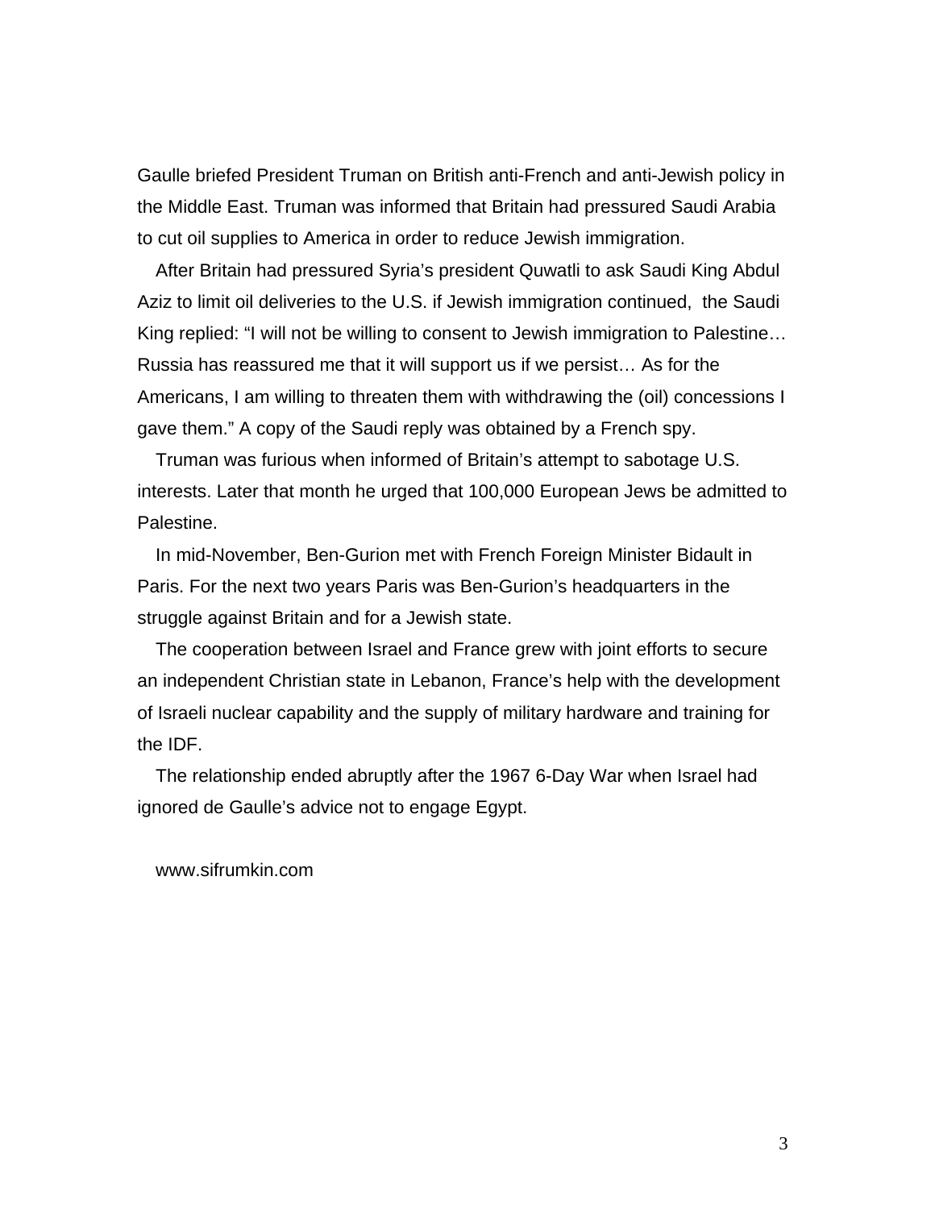Gaulle briefed President Truman on British anti-French and anti-Jewish policy in the Middle East. Truman was informed that Britain had pressured Saudi Arabia to cut oil supplies to America in order to reduce Jewish immigration.

After Britain had pressured Syria's president Quwatli to ask Saudi King Abdul Aziz to limit oil deliveries to the U.S. if Jewish immigration continued, the Saudi King replied: "I will not be willing to consent to Jewish immigration to Palestine… Russia has reassured me that it will support us if we persist… As for the Americans, I am willing to threaten them with withdrawing the (oil) concessions I gave them." A copy of the Saudi reply was obtained by a French spy.

Truman was furious when informed of Britain's attempt to sabotage U.S. interests. Later that month he urged that 100,000 European Jews be admitted to Palestine.

In mid-November, Ben-Gurion met with French Foreign Minister Bidault in Paris. For the next two years Paris was Ben-Gurion's headquarters in the struggle against Britain and for a Jewish state.

The cooperation between Israel and France grew with joint efforts to secure an independent Christian state in Lebanon, France's help with the development of Israeli nuclear capability and the supply of military hardware and training for the IDF.

The relationship ended abruptly after the 1967 6-Day War when Israel had ignored de Gaulle's advice not to engage Egypt.

www.sifrumkin.com